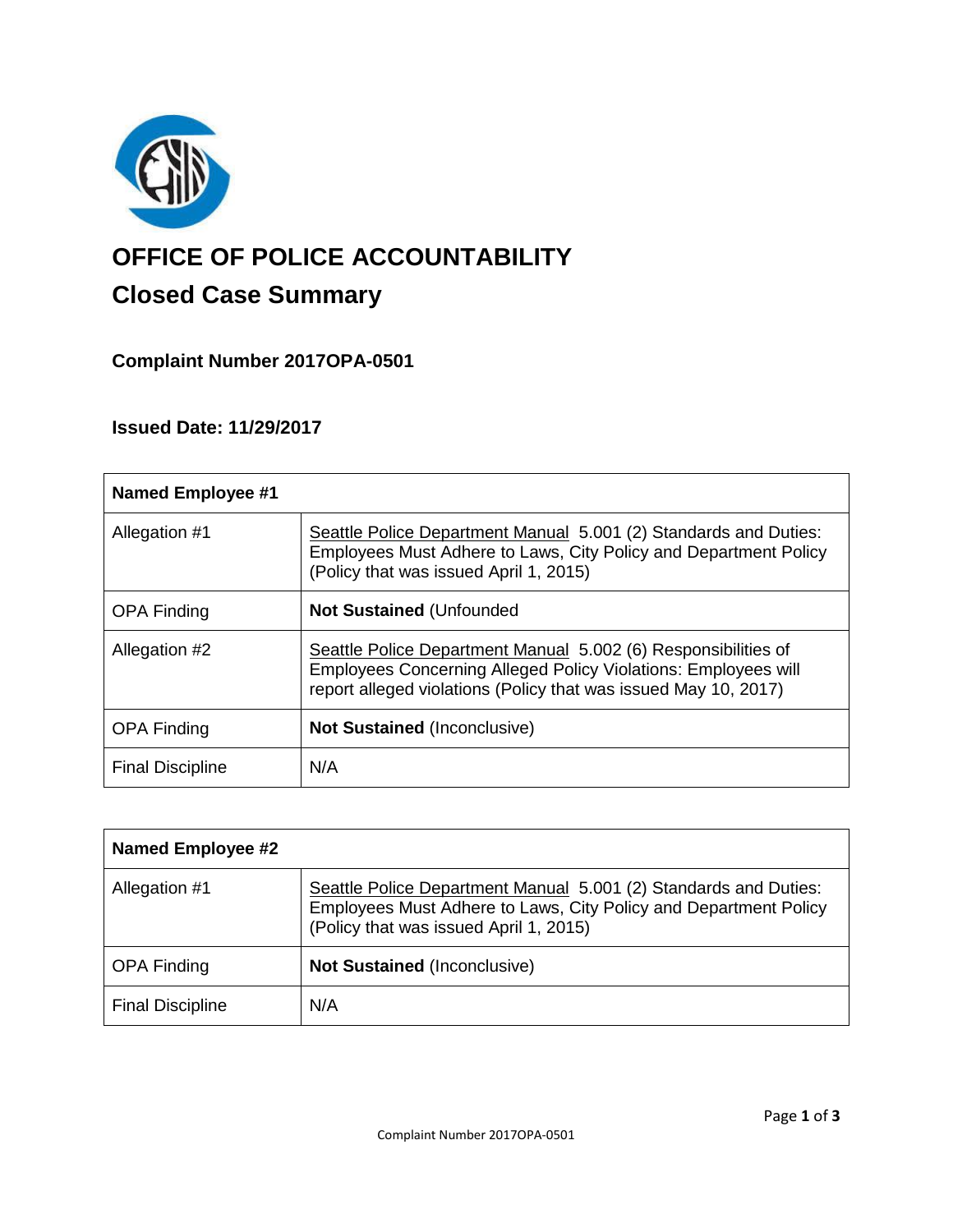# OFFICE OF POLICE ACCOUNTABILITY

## Closed Case Summary

### Complaint Number 2017OPA-0501

### Issued Date: 11/29/2017

| **Named Employee #1** | |
|---|---|
| Allegation #1 | Seattle Police Department Manual 5.001 (2) Standards and Duties: Employees Must Adhere to Laws, City Policy and Department Policy (Policy that was issued April 1, 2015) |
| OPA Finding | **Not Sustained** (Unfounded |
| Allegation #2 | Seattle Police Department Manual 5.002 (6) Responsibilities of Employees Concerning Alleged Policy Violations: Employees will report alleged violations (Policy that was issued May 10, 2017) |
| OPA Finding | **Not Sustained** (Inconclusive) |
| Final Discipline | N/A |

| **Named Employee #2** | |
|---|---|
| Allegation #1 | Seattle Police Department Manual 5.001 (2) Standards and Duties: Employees Must Adhere to Laws, City Policy and Department Policy (Policy that was issued April 1, 2015) |
| OPA Finding | **Not Sustained** (Inconclusive) |
| Final Discipline | N/A |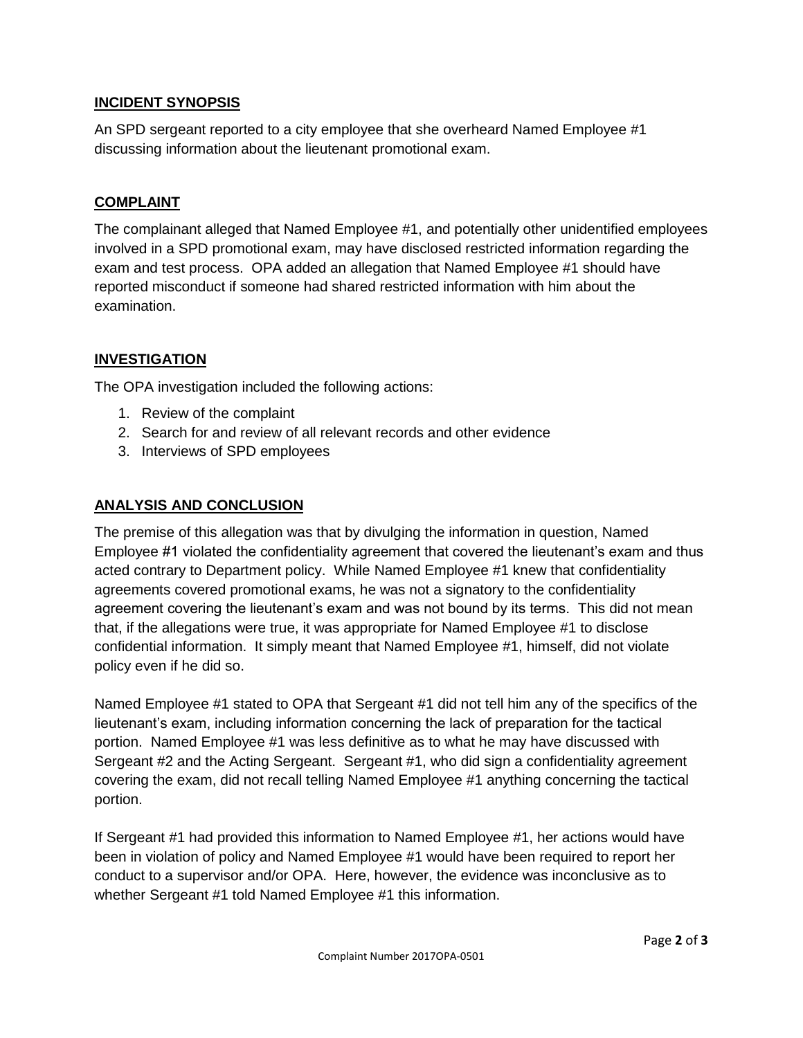## INCIDENT SYNOPSIS

An SPD sergeant reported to a city employee that she overheard Named Employee #1 discussing information about the lieutenant promotional exam.

## COMPLAINT

The complainant alleged that Named Employee #1, and potentially other unidentified employees involved in a SPD promotional exam, may have disclosed restricted information regarding the exam and test process. OPA added an allegation that Named Employee #1 should have reported misconduct if someone had shared restricted information with him about the examination.

## INVESTIGATION

The OPA investigation included the following actions:

1. Review of the complaint
2. Search for and review of all relevant records and other evidence
3. Interviews of SPD employees

## ANALYSIS AND CONCLUSION

The premise of this allegation was that by divulging the information in question, Named Employee #1 violated the confidentiality agreement that covered the lieutenant's exam and thus acted contrary to Department policy. While Named Employee #1 knew that confidentiality agreements covered promotional exams, he was not a signatory to the confidentiality agreement covering the lieutenant's exam and was not bound by its terms. This did not mean that, if the allegations were true, it was appropriate for Named Employee #1 to disclose confidential information. It simply meant that Named Employee #1, himself, did not violate policy even if he did so.

Named Employee #1 stated to OPA that Sergeant #1 did not tell him any of the specifics of the lieutenant's exam, including information concerning the lack of preparation for the tactical portion. Named Employee #1 was less definitive as to what he may have discussed with Sergeant #2 and the Acting Sergeant. Sergeant #1, who did sign a confidentiality agreement covering the exam, did not recall telling Named Employee #1 anything concerning the tactical portion.

If Sergeant #1 had provided this information to Named Employee #1, her actions would have been in violation of policy and Named Employee #1 would have been required to report her conduct to a supervisor and/or OPA. Here, however, the evidence was inconclusive as to whether Sergeant #1 told Named Employee #1 this information.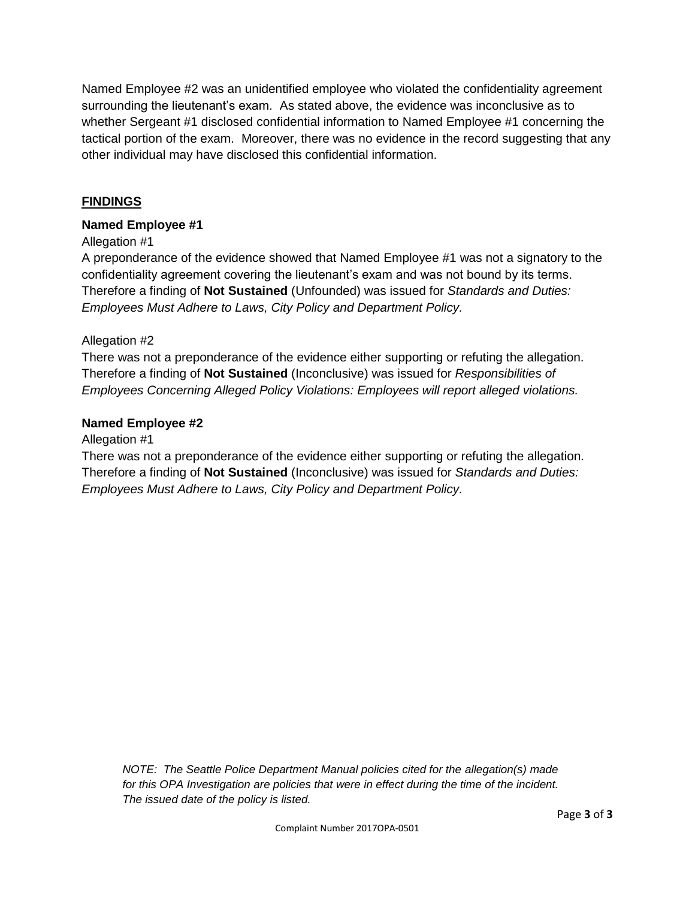Named Employee #2 was an unidentified employee who violated the confidentiality agreement surrounding the lieutenant's exam. As stated above, the evidence was inconclusive as to whether Sergeant #1 disclosed confidential information to Named Employee #1 concerning the tactical portion of the exam. Moreover, there was no evidence in the record suggesting that any other individual may have disclosed this confidential information.

## FINDINGS

**Named Employee #1**

Allegation #1

A preponderance of the evidence showed that Named Employee #1 was not a signatory to the confidentiality agreement covering the lieutenant's exam and was not bound by its terms. Therefore a finding of **Not Sustained** (Unfounded) was issued for *Standards and Duties: Employees Must Adhere to Laws, City Policy and Department Policy.*

Allegation #2

There was not a preponderance of the evidence either supporting or refuting the allegation. Therefore a finding of **Not Sustained** (Inconclusive) was issued for *Responsibilities of Employees Concerning Alleged Policy Violations: Employees will report alleged violations.*

**Named Employee #2**

Allegation #1

There was not a preponderance of the evidence either supporting or refuting the allegation. Therefore a finding of **Not Sustained** (Inconclusive) was issued for *Standards and Duties: Employees Must Adhere to Laws, City Policy and Department Policy.*

*NOTE: The Seattle Police Department Manual policies cited for the allegation(s) made for this OPA Investigation are policies that were in effect during the time of the incident. The issued date of the policy is listed.*

Complaint Number 2017OPA-0501